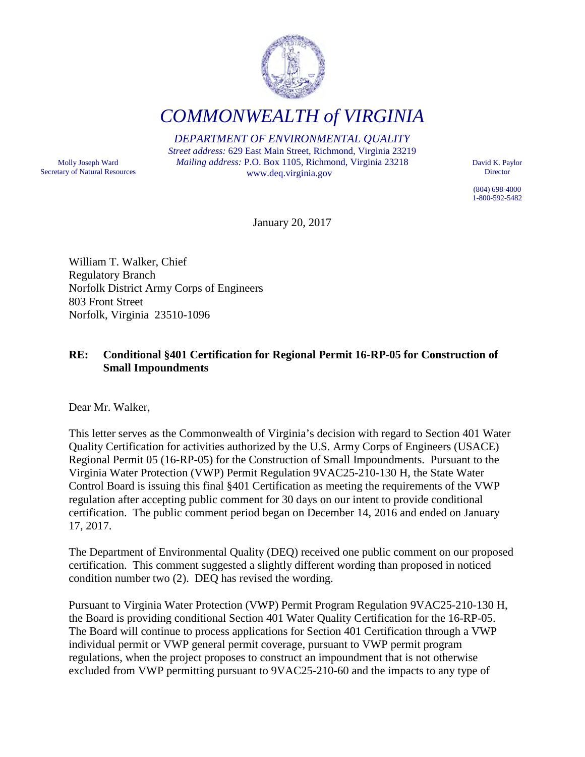# *COMMONWEALTH of VIRGINIA*

*DEPARTMENT OF ENVIRONMENTAL QUALITY*
*Street address:* 629 East Main Street, Richmond, Virginia 23219
*Mailing address:* P.O. Box 1105, Richmond, Virginia 23218
www.deq.virginia.gov

Molly Joseph Ward
Secretary of Natural Resources

David K. Paylor
Director

(804) 698-4000
1-800-592-5482

January 20, 2017

William T. Walker, Chief
Regulatory Branch
Norfolk District Army Corps of Engineers
803 Front Street
Norfolk, Virginia 23510-1096

**RE: Conditional §401 Certification for Regional Permit 16-RP-05 for Construction of Small Impoundments**

Dear Mr. Walker,

This letter serves as the Commonwealth of Virginia's decision with regard to Section 401 Water Quality Certification for activities authorized by the U.S. Army Corps of Engineers (USACE) Regional Permit 05 (16-RP-05) for the Construction of Small Impoundments. Pursuant to the Virginia Water Protection (VWP) Permit Regulation 9VAC25-210-130 H, the State Water Control Board is issuing this final §401 Certification as meeting the requirements of the VWP regulation after accepting public comment for 30 days on our intent to provide conditional certification. The public comment period began on December 14, 2016 and ended on January 17, 2017.

The Department of Environmental Quality (DEQ) received one public comment on our proposed certification. This comment suggested a slightly different wording than proposed in noticed condition number two (2). DEQ has revised the wording.

Pursuant to Virginia Water Protection (VWP) Permit Program Regulation 9VAC25-210-130 H, the Board is providing conditional Section 401 Water Quality Certification for the 16-RP-05. The Board will continue to process applications for Section 401 Certification through a VWP individual permit or VWP general permit coverage, pursuant to VWP permit program regulations, when the project proposes to construct an impoundment that is not otherwise excluded from VWP permitting pursuant to 9VAC25-210-60 and the impacts to any type of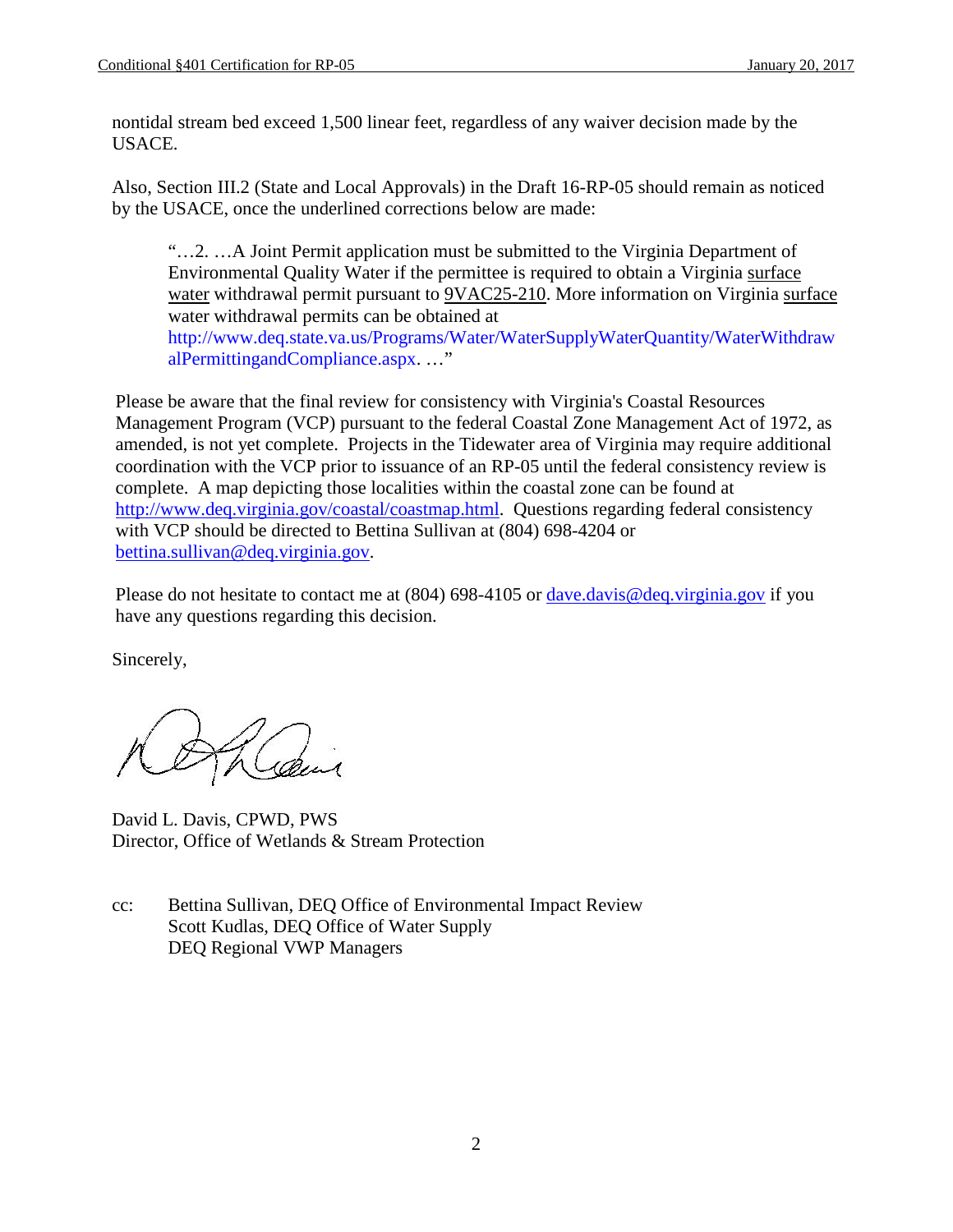nontidal stream bed exceed 1,500 linear feet, regardless of any waiver decision made by the USACE.

Also, Section III.2 (State and Local Approvals) in the Draft 16-RP-05 should remain as noticed by the USACE, once the underlined corrections below are made:

> "…2. …A Joint Permit application must be submitted to the Virginia Department of Environmental Quality Water if the permittee is required to obtain a Virginia <u>surface water</u> withdrawal permit pursuant to <u>9VAC25-210</u>. More information on Virginia <u>surface</u> water withdrawal permits can be obtained at http://www.deq.state.va.us/Programs/Water/WaterSupplyWaterQuantity/WaterWithdrawalPermittingandCompliance.aspx. …"

Please be aware that the final review for consistency with Virginia's Coastal Resources Management Program (VCP) pursuant to the federal Coastal Zone Management Act of 1972, as amended, is not yet complete. Projects in the Tidewater area of Virginia may require additional coordination with the VCP prior to issuance of an RP-05 until the federal consistency review is complete. A map depicting those localities within the coastal zone can be found at http://www.deq.virginia.gov/coastal/coastmap.html. Questions regarding federal consistency with VCP should be directed to Bettina Sullivan at (804) 698-4204 or bettina.sullivan@deq.virginia.gov.

Please do not hesitate to contact me at (804) 698-4105 or dave.davis@deq.virginia.gov if you have any questions regarding this decision.

Sincerely,

David L. Davis, CPWD, PWS
Director, Office of Wetlands & Stream Protection

cc: Bettina Sullivan, DEQ Office of Environmental Impact Review
Scott Kudlas, DEQ Office of Water Supply
DEQ Regional VWP Managers